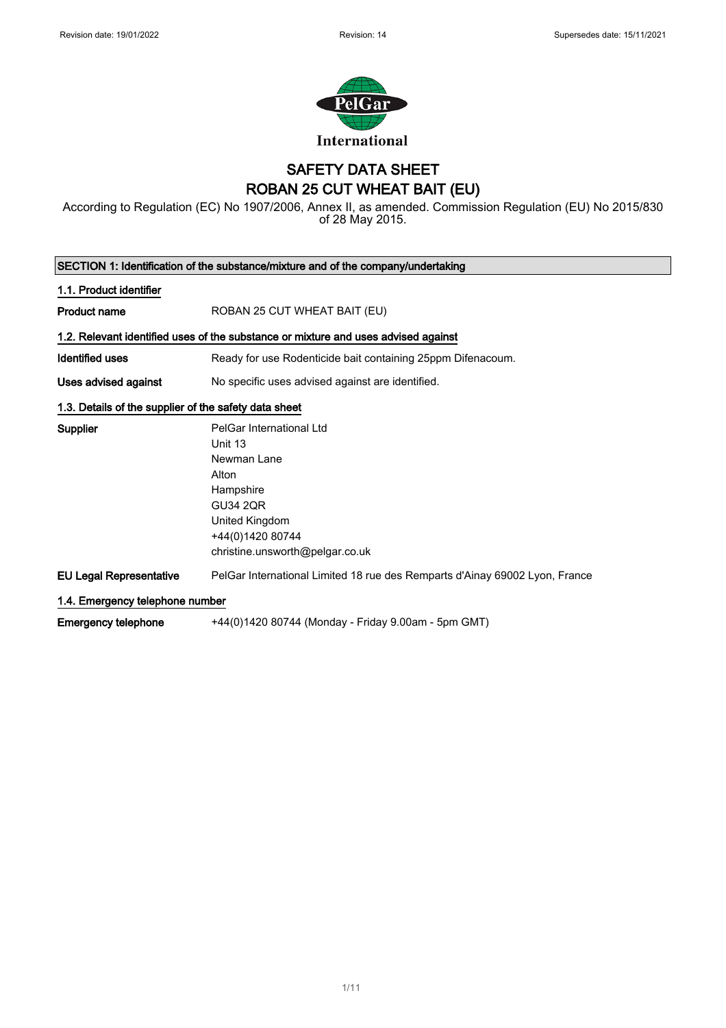Revision date: 19/01/2022 Revision: 14 Supersedes date: 15/11/2021

# SAFETY DATA SHEET
# ROBAN 25 CUT WHEAT BAIT (EU)

According to Regulation (EC) No 1907/2006, Annex II, as amended. Commission Regulation (EU) No 2015/830 of 28 May 2015.

## SECTION 1: Identification of the substance/mixture and of the company/undertaking

### 1.1. Product identifier

| | |
|---|---|
| **Product name** | ROBAN 25 CUT WHEAT BAIT (EU) |

### 1.2. Relevant identified uses of the substance or mixture and uses advised against

| | |
|---|---|
| **Identified uses** | Ready for use Rodenticide bait containing 25ppm Difenacoum. |
| **Uses advised against** | No specific uses advised against are identified. |

### 1.3. Details of the supplier of the safety data sheet

| | |
|---|---|
| **Supplier** | PelGar International Ltd<br>Unit 13<br>Newman Lane<br>Alton<br>Hampshire<br>GU34 2QR<br>United Kingdom<br>+44(0)1420 80744<br>christine.unsworth@pelgar.co.uk |
| **EU Legal Representative** | PelGar International Limited 18 rue des Remparts d'Ainay 69002 Lyon, France |

### 1.4. Emergency telephone number

| | |
|---|---|
| **Emergency telephone** | +44(0)1420 80744 (Monday - Friday 9.00am - 5pm GMT) |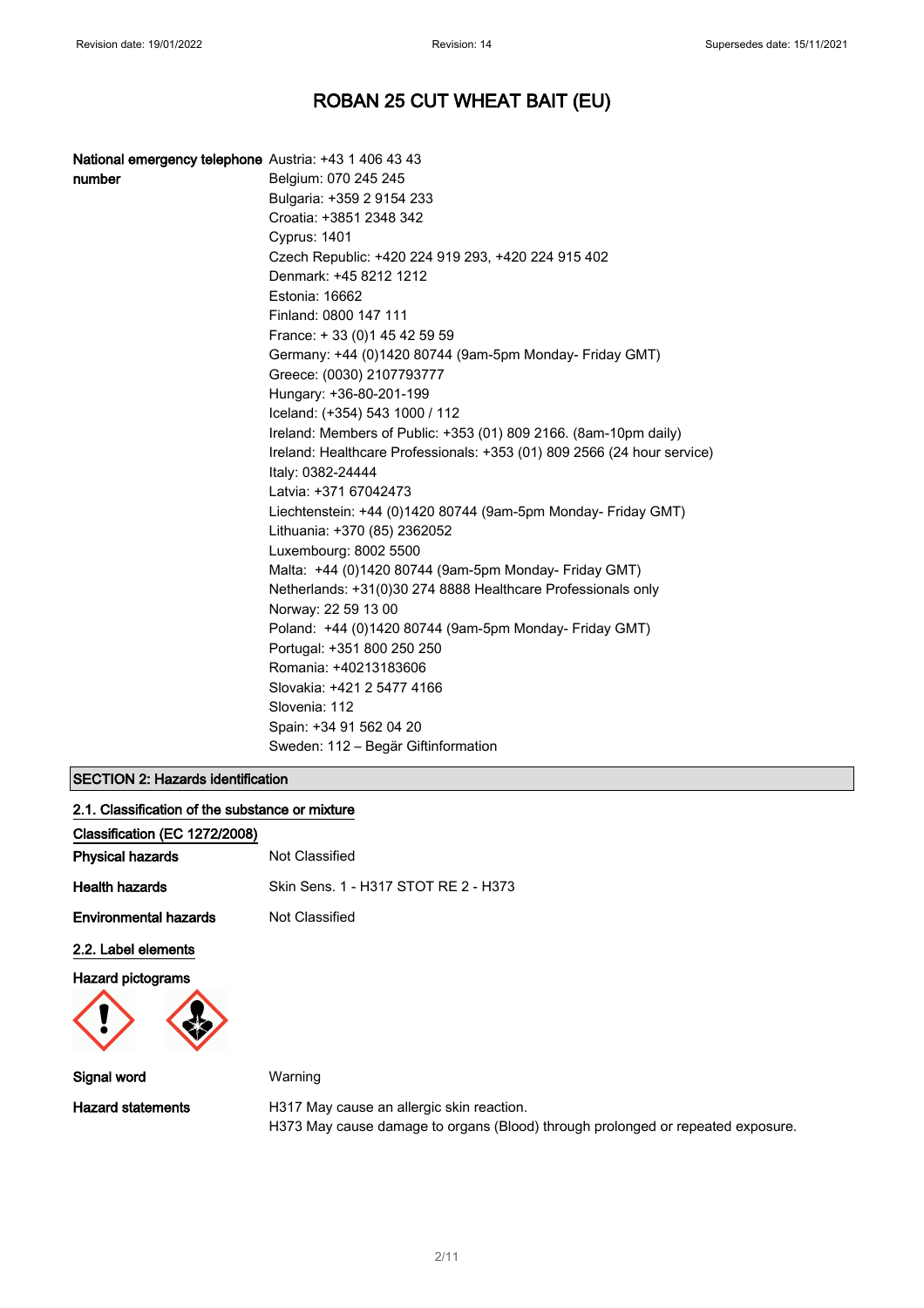**National emergency telephone number**

Austria: +43 1 406 43 43
Belgium: 070 245 245
Bulgaria: +359 2 9154 233
Croatia: +3851 2348 342
Cyprus: 1401
Czech Republic: +420 224 919 293, +420 224 915 402
Denmark: +45 8212 1212
Estonia: 16662
Finland: 0800 147 111
France: + 33 (0)1 45 42 59 59
Germany: +44 (0)1420 80744 (9am-5pm Monday- Friday GMT)
Greece: (0030) 2107793777
Hungary: +36-80-201-199
Iceland: (+354) 543 1000 / 112
Ireland: Members of Public: +353 (01) 809 2166. (8am-10pm daily)
Ireland: Healthcare Professionals: +353 (01) 809 2566 (24 hour service)
Italy: 0382-24444
Latvia: +371 67042473
Liechtenstein: +44 (0)1420 80744 (9am-5pm Monday- Friday GMT)
Lithuania: +370 (85) 2362052
Luxembourg: 8002 5500
Malta: +44 (0)1420 80744 (9am-5pm Monday- Friday GMT)
Netherlands: +31(0)30 274 8888 Healthcare Professionals only
Norway: 22 59 13 00
Poland: +44 (0)1420 80744 (9am-5pm Monday- Friday GMT)
Portugal: +351 800 250 250
Romania: +40213183606
Slovakia: +421 2 5477 4166
Slovenia: 112
Spain: +34 91 562 04 20
Sweden: 112 – Begär Giftinformation

## SECTION 2: Hazards identification

### 2.1. Classification of the substance or mixture

**Classification (EC 1272/2008)**

**Physical hazards** Not Classified

**Health hazards** Skin Sens. 1 - H317 STOT RE 2 - H373

**Environmental hazards** Not Classified

### 2.2. Label elements

**Hazard pictograms**

**Signal word** Warning

**Hazard statements**
H317 May cause an allergic skin reaction.
H373 May cause damage to organs (Blood) through prolonged or repeated exposure.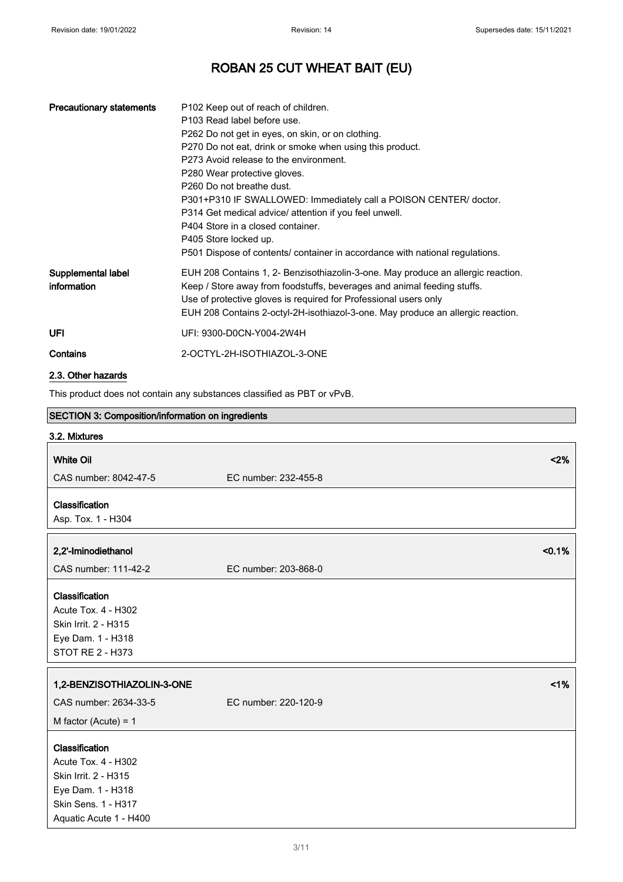| | |
|---|---|
| **Precautionary statements** | P102 Keep out of reach of children.<br>P103 Read label before use.<br>P262 Do not get in eyes, on skin, or on clothing.<br>P270 Do not eat, drink or smoke when using this product.<br>P273 Avoid release to the environment.<br>P280 Wear protective gloves.<br>P260 Do not breathe dust.<br>P301+P310 IF SWALLOWED: Immediately call a POISON CENTER/ doctor.<br>P314 Get medical advice/ attention if you feel unwell.<br>P404 Store in a closed container.<br>P405 Store locked up.<br>P501 Dispose of contents/ container in accordance with national regulations. |
| **Supplemental label information** | EUH 208 Contains 1, 2- Benzisothiazolin-3-one. May produce an allergic reaction.<br>Keep / Store away from foodstuffs, beverages and animal feeding stuffs.<br>Use of protective gloves is required for Professional users only<br>EUH 208 Contains 2-octyl-2H-isothiazol-3-one. May produce an allergic reaction. |
| **UFI** | UFI: 9300-D0CN-Y004-2W4H |
| **Contains** | 2-OCTYL-2H-ISOTHIAZOL-3-ONE |

### 2.3. Other hazards

This product does not contain any substances classified as PBT or vPvB.

## SECTION 3: Composition/information on ingredients

### 3.2. Mixtures

**White Oil** <2%

CAS number: 8042-47-5 EC number: 232-455-8

**Classification**

Asp. Tox. 1 - H304

**2,2'-Iminodiethanol** <0.1%

CAS number: 111-42-2 EC number: 203-868-0

**Classification**

Acute Tox. 4 - H302
Skin Irrit. 2 - H315
Eye Dam. 1 - H318
STOT RE 2 - H373

**1,2-BENZISOTHIAZOLIN-3-ONE** <1%

CAS number: 2634-33-5 EC number: 220-120-9

M factor (Acute) = 1

**Classification**

Acute Tox. 4 - H302
Skin Irrit. 2 - H315
Eye Dam. 1 - H318
Skin Sens. 1 - H317
Aquatic Acute 1 - H400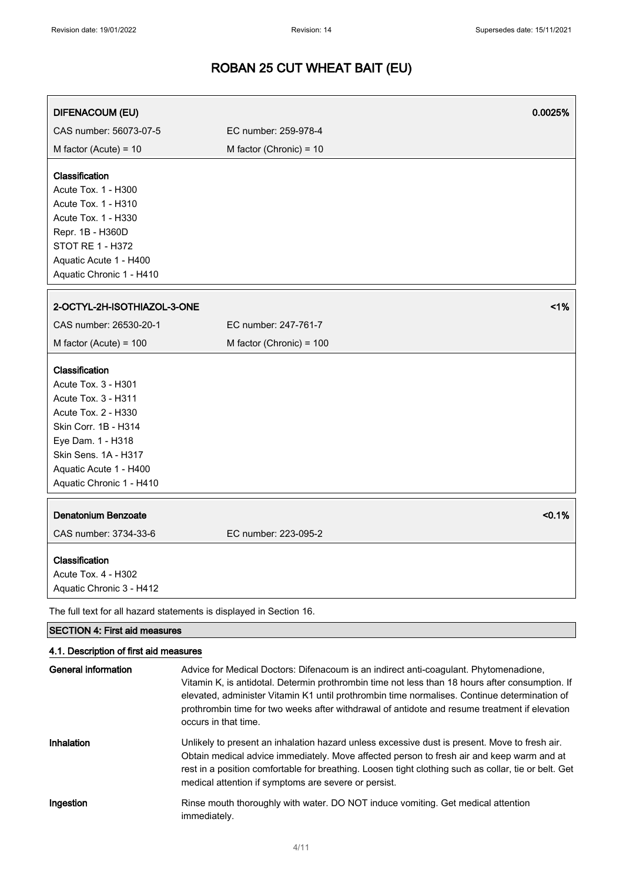| **DIFENACOUM (EU)** | | **0.0025%** |
|---|---|---|
| CAS number: 56073-07-5 | EC number: 259-978-4 | |
| M factor (Acute) = 10 | M factor (Chronic) = 10 | |

**Classification**
Acute Tox. 1 - H300
Acute Tox. 1 - H310
Acute Tox. 1 - H330
Repr. 1B - H360D
STOT RE 1 - H372
Aquatic Acute 1 - H400
Aquatic Chronic 1 - H410

| **2-OCTYL-2H-ISOTHIAZOL-3-ONE** | | **<1%** |
|---|---|---|
| CAS number: 26530-20-1 | EC number: 247-761-7 | |
| M factor (Acute) = 100 | M factor (Chronic) = 100 | |

**Classification**
Acute Tox. 3 - H301
Acute Tox. 3 - H311
Acute Tox. 2 - H330
Skin Corr. 1B - H314
Eye Dam. 1 - H318
Skin Sens. 1A - H317
Aquatic Acute 1 - H400
Aquatic Chronic 1 - H410

| **Denatonium Benzoate** | | **<0.1%** |
|---|---|---|
| CAS number: 3734-33-6 | EC number: 223-095-2 | |

**Classification**
Acute Tox. 4 - H302
Aquatic Chronic 3 - H412

The full text for all hazard statements is displayed in Section 16.

## SECTION 4: First aid measures

### 4.1. Description of first aid measures

**General information** Advice for Medical Doctors: Difenacoum is an indirect anti-coagulant. Phytomenadione, Vitamin K, is antidotal. Determin prothrombin time not less than 18 hours after consumption. If elevated, administer Vitamin K1 until prothrombin time normalises. Continue determination of prothrombin time for two weeks after withdrawal of antidote and resume treatment if elevation occurs in that time.

**Inhalation** Unlikely to present an inhalation hazard unless excessive dust is present. Move to fresh air. Obtain medical advice immediately. Move affected person to fresh air and keep warm and at rest in a position comfortable for breathing. Loosen tight clothing such as collar, tie or belt. Get medical attention if symptoms are severe or persist.

**Ingestion** Rinse mouth thoroughly with water. DO NOT induce vomiting. Get medical attention immediately.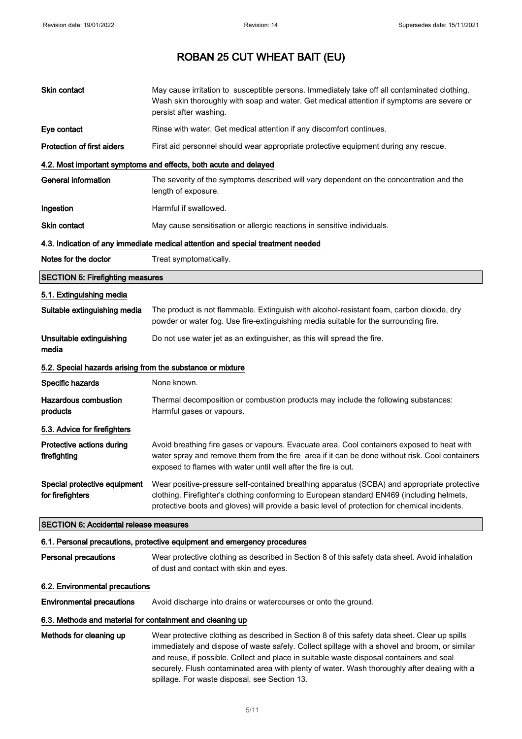| | |
|---|---|
| **Skin contact** | May cause irritation to susceptible persons. Immediately take off all contaminated clothing. Wash skin thoroughly with soap and water. Get medical attention if symptoms are severe or persist after washing. |
| **Eye contact** | Rinse with water. Get medical attention if any discomfort continues. |
| **Protection of first aiders** | First aid personnel should wear appropriate protective equipment during any rescue. |

### 4.2. Most important symptoms and effects, both acute and delayed

| | |
|---|---|
| **General information** | The severity of the symptoms described will vary dependent on the concentration and the length of exposure. |
| **Ingestion** | Harmful if swallowed. |
| **Skin contact** | May cause sensitisation or allergic reactions in sensitive individuals. |

### 4.3. Indication of any immediate medical attention and special treatment needed

| | |
|---|---|
| **Notes for the doctor** | Treat symptomatically. |

## SECTION 5: Firefighting measures

### 5.1. Extinguishing media

| | |
|---|---|
| **Suitable extinguishing media** | The product is not flammable. Extinguish with alcohol-resistant foam, carbon dioxide, dry powder or water fog. Use fire-extinguishing media suitable for the surrounding fire. |
| **Unsuitable extinguishing media** | Do not use water jet as an extinguisher, as this will spread the fire. |

### 5.2. Special hazards arising from the substance or mixture

| | |
|---|---|
| **Specific hazards** | None known. |
| **Hazardous combustion products** | Thermal decomposition or combustion products may include the following substances: Harmful gases or vapours. |

### 5.3. Advice for firefighters

| | |
|---|---|
| **Protective actions during firefighting** | Avoid breathing fire gases or vapours. Evacuate area. Cool containers exposed to heat with water spray and remove them from the fire area if it can be done without risk. Cool containers exposed to flames with water until well after the fire is out. |
| **Special protective equipment for firefighters** | Wear positive-pressure self-contained breathing apparatus (SCBA) and appropriate protective clothing. Firefighter's clothing conforming to European standard EN469 (including helmets, protective boots and gloves) will provide a basic level of protection for chemical incidents. |

## SECTION 6: Accidental release measures

### 6.1. Personal precautions, protective equipment and emergency procedures

| | |
|---|---|
| **Personal precautions** | Wear protective clothing as described in Section 8 of this safety data sheet. Avoid inhalation of dust and contact with skin and eyes. |

### 6.2. Environmental precautions

| | |
|---|---|
| **Environmental precautions** | Avoid discharge into drains or watercourses or onto the ground. |

### 6.3. Methods and material for containment and cleaning up

| | |
|---|---|
| **Methods for cleaning up** | Wear protective clothing as described in Section 8 of this safety data sheet. Clear up spills immediately and dispose of waste safely. Collect spillage with a shovel and broom, or similar and reuse, if possible. Collect and place in suitable waste disposal containers and seal securely. Flush contaminated area with plenty of water. Wash thoroughly after dealing with a spillage. For waste disposal, see Section 13. |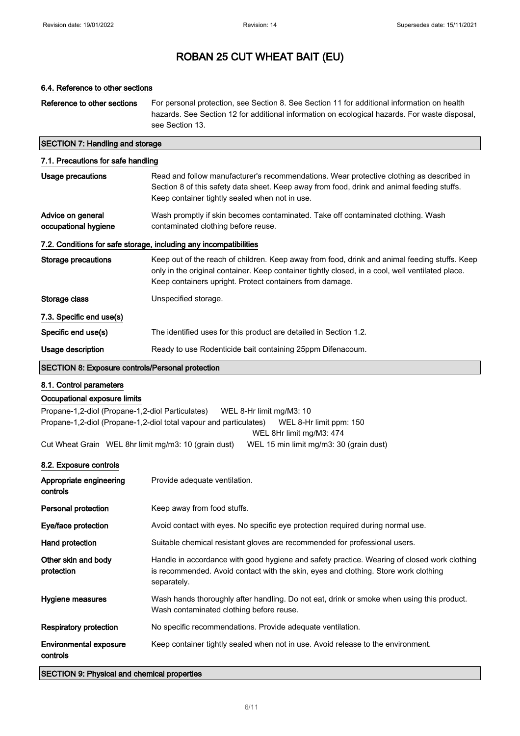# ROBAN 25 CUT WHEAT BAIT (EU)

### 6.4. Reference to other sections

| | |
|---|---|
| **Reference to other sections** | For personal protection, see Section 8. See Section 11 for additional information on health hazards. See Section 12 for additional information on ecological hazards. For waste disposal, see Section 13. |

## SECTION 7: Handling and storage

### 7.1. Precautions for safe handling

| | |
|---|---|
| **Usage precautions** | Read and follow manufacturer's recommendations. Wear protective clothing as described in Section 8 of this safety data sheet. Keep away from food, drink and animal feeding stuffs. Keep container tightly sealed when not in use. |
| **Advice on general occupational hygiene** | Wash promptly if skin becomes contaminated. Take off contaminated clothing. Wash contaminated clothing before reuse. |

### 7.2. Conditions for safe storage, including any incompatibilities

| | |
|---|---|
| **Storage precautions** | Keep out of the reach of children. Keep away from food, drink and animal feeding stuffs. Keep only in the original container. Keep container tightly closed, in a cool, well ventilated place. Keep containers upright. Protect containers from damage. |
| **Storage class** | Unspecified storage. |

### 7.3. Specific end use(s)

| | |
|---|---|
| **Specific end use(s)** | The identified uses for this product are detailed in Section 1.2. |
| **Usage description** | Ready to use Rodenticide bait containing 25ppm Difenacoum. |

## SECTION 8: Exposure controls/Personal protection

### 8.1. Control parameters

#### Occupational exposure limits

Propane-1,2-diol (Propane-1,2-diol Particulates) WEL 8-Hr limit mg/M3: 10

Propane-1,2-diol (Propane-1,2-diol total vapour and particulates) WEL 8-Hr limit ppm: 150
WEL 8Hr limit mg/M3: 474

Cut Wheat Grain WEL 8hr limit mg/m3: 10 (grain dust) WEL 15 min limit mg/m3: 30 (grain dust)

### 8.2. Exposure controls

| | |
|---|---|
| **Appropriate engineering controls** | Provide adequate ventilation. |
| **Personal protection** | Keep away from food stuffs. |
| **Eye/face protection** | Avoid contact with eyes. No specific eye protection required during normal use. |
| **Hand protection** | Suitable chemical resistant gloves are recommended for professional users. |
| **Other skin and body protection** | Handle in accordance with good hygiene and safety practice. Wearing of closed work clothing is recommended. Avoid contact with the skin, eyes and clothing. Store work clothing separately. |
| **Hygiene measures** | Wash hands thoroughly after handling. Do not eat, drink or smoke when using this product. Wash contaminated clothing before reuse. |
| **Respiratory protection** | No specific recommendations. Provide adequate ventilation. |
| **Environmental exposure controls** | Keep container tightly sealed when not in use. Avoid release to the environment. |

## SECTION 9: Physical and chemical properties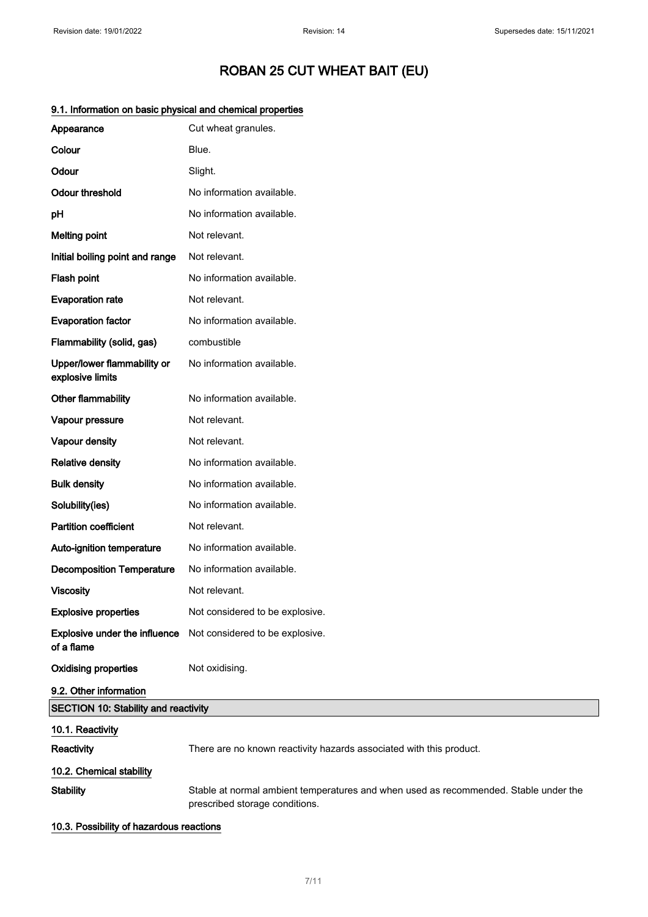# ROBAN 25 CUT WHEAT BAIT (EU)

### 9.1. Information on basic physical and chemical properties

| Property | Value |
|---|---|
| Appearance | Cut wheat granules. |
| Colour | Blue. |
| Odour | Slight. |
| Odour threshold | No information available. |
| pH | No information available. |
| Melting point | Not relevant. |
| Initial boiling point and range | Not relevant. |
| Flash point | No information available. |
| Evaporation rate | Not relevant. |
| Evaporation factor | No information available. |
| Flammability (solid, gas) | combustible |
| Upper/lower flammability or explosive limits | No information available. |
| Other flammability | No information available. |
| Vapour pressure | Not relevant. |
| Vapour density | Not relevant. |
| Relative density | No information available. |
| Bulk density | No information available. |
| Solubility(ies) | No information available. |
| Partition coefficient | Not relevant. |
| Auto-ignition temperature | No information available. |
| Decomposition Temperature | No information available. |
| Viscosity | Not relevant. |
| Explosive properties | Not considered to be explosive. |
| Explosive under the influence of a flame | Not considered to be explosive. |
| Oxidising properties | Not oxidising. |

### 9.2. Other information

## SECTION 10: Stability and reactivity

### 10.1. Reactivity

**Reactivity** There are no known reactivity hazards associated with this product.

### 10.2. Chemical stability

**Stability** Stable at normal ambient temperatures and when used as recommended. Stable under the prescribed storage conditions.

### 10.3. Possibility of hazardous reactions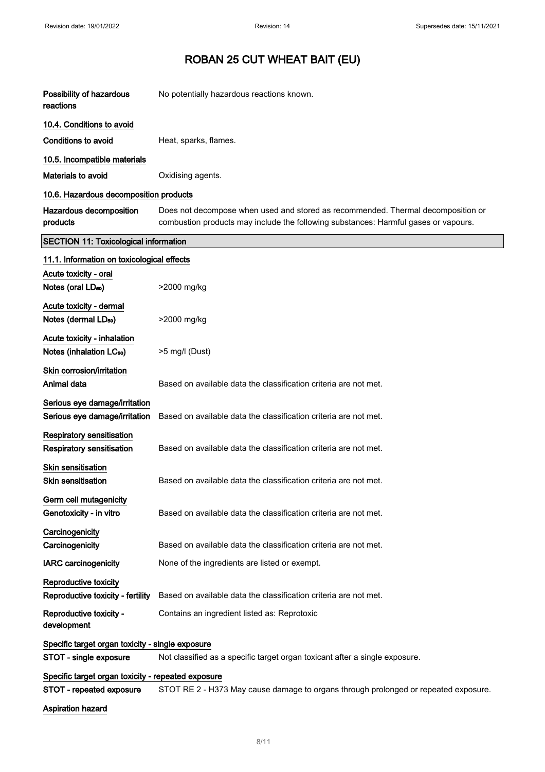# ROBAN 25 CUT WHEAT BAIT (EU)

| | |
|---|---|
| **Possibility of hazardous reactions** | No potentially hazardous reactions known. |

**10.4. Conditions to avoid**

| | |
|---|---|
| **Conditions to avoid** | Heat, sparks, flames. |

**10.5. Incompatible materials**

| | |
|---|---|
| **Materials to avoid** | Oxidising agents. |

**10.6. Hazardous decomposition products**

| | |
|---|---|
| **Hazardous decomposition products** | Does not decompose when used and stored as recommended. Thermal decomposition or combustion products may include the following substances: Harmful gases or vapours. |

## SECTION 11: Toxicological information

**11.1. Information on toxicological effects**

**Acute toxicity - oral**

| | |
|---|---|
| **Notes (oral $LD_{50}$)** | >2000 mg/kg |

**Acute toxicity - dermal**

| | |
|---|---|
| **Notes (dermal $LD_{50}$)** | >2000 mg/kg |

**Acute toxicity - inhalation**

| | |
|---|---|
| **Notes (inhalation $LC_{50}$)** | >5 mg/l (Dust) |

**Skin corrosion/irritation**

| | |
|---|---|
| **Animal data** | Based on available data the classification criteria are not met. |

**Serious eye damage/irritation**

| | |
|---|---|
| **Serious eye damage/irritation** | Based on available data the classification criteria are not met. |

**Respiratory sensitisation**

| | |
|---|---|
| **Respiratory sensitisation** | Based on available data the classification criteria are not met. |

**Skin sensitisation**

| | |
|---|---|
| **Skin sensitisation** | Based on available data the classification criteria are not met. |

**Germ cell mutagenicity**

| | |
|---|---|
| **Genotoxicity - in vitro** | Based on available data the classification criteria are not met. |

**Carcinogenicity**

| | |
|---|---|
| **Carcinogenicity** | Based on available data the classification criteria are not met. |
| **IARC carcinogenicity** | None of the ingredients are listed or exempt. |

**Reproductive toxicity**

| | |
|---|---|
| **Reproductive toxicity - fertility** | Based on available data the classification criteria are not met. |
| **Reproductive toxicity - development** | Contains an ingredient listed as: Reprotoxic |

**Specific target organ toxicity - single exposure**

| | |
|---|---|
| **STOT - single exposure** | Not classified as a specific target organ toxicant after a single exposure. |

**Specific target organ toxicity - repeated exposure**

| | |
|---|---|
| **STOT - repeated exposure** | STOT RE 2 - H373 May cause damage to organs through prolonged or repeated exposure. |

**Aspiration hazard**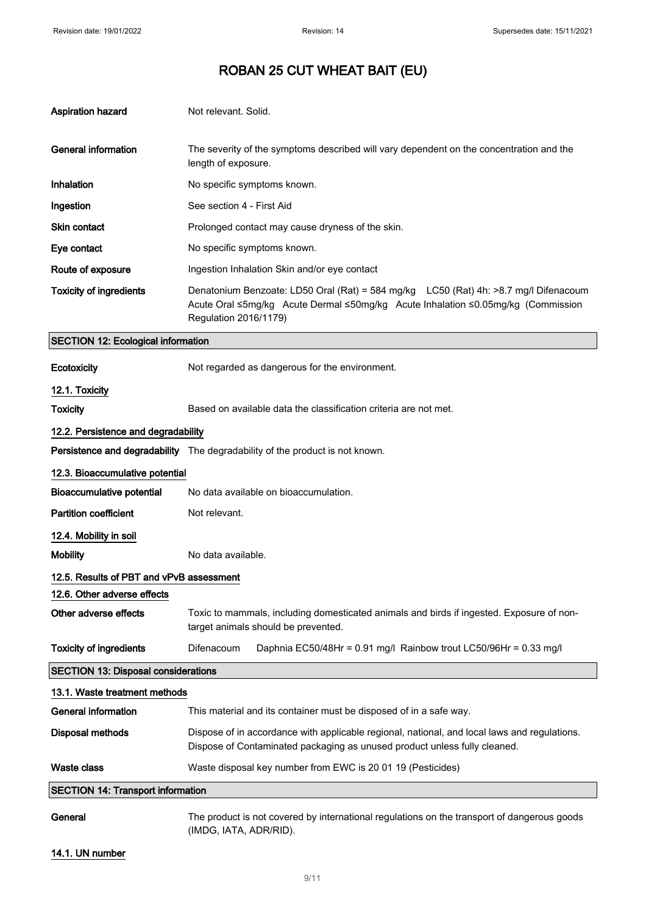| | |
|---|---|
| **Aspiration hazard** | Not relevant. Solid. |
| **General information** | The severity of the symptoms described will vary dependent on the concentration and the length of exposure. |
| **Inhalation** | No specific symptoms known. |
| **Ingestion** | See section 4 - First Aid |
| **Skin contact** | Prolonged contact may cause dryness of the skin. |
| **Eye contact** | No specific symptoms known. |
| **Route of exposure** | Ingestion Inhalation Skin and/or eye contact |
| **Toxicity of ingredients** | Denatonium Benzoate: LD50 Oral (Rat) = 584 mg/kg LC50 (Rat) 4h: >8.7 mg/l Difenacoum Acute Oral ≤5mg/kg Acute Dermal ≤50mg/kg Acute Inhalation ≤0.05mg/kg (Commission Regulation 2016/1179) |

## SECTION 12: Ecological information

| | |
|---|---|
| **Ecotoxicity** | Not regarded as dangerous for the environment. |

### 12.1. Toxicity

| | |
|---|---|
| **Toxicity** | Based on available data the classification criteria are not met. |

### 12.2. Persistence and degradability

| | |
|---|---|
| **Persistence and degradability** | The degradability of the product is not known. |

### 12.3. Bioaccumulative potential

| | |
|---|---|
| **Bioaccumulative potential** | No data available on bioaccumulation. |
| **Partition coefficient** | Not relevant. |

### 12.4. Mobility in soil

| | |
|---|---|
| **Mobility** | No data available. |

### 12.5. Results of PBT and vPvB assessment

### 12.6. Other adverse effects

| | |
|---|---|
| **Other adverse effects** | Toxic to mammals, including domesticated animals and birds if ingested. Exposure of non-target animals should be prevented. |
| **Toxicity of ingredients** | Difenacoum Daphnia EC50/48Hr = 0.91 mg/l Rainbow trout LC50/96Hr = 0.33 mg/l |

## SECTION 13: Disposal considerations

### 13.1. Waste treatment methods

| | |
|---|---|
| **General information** | This material and its container must be disposed of in a safe way. |
| **Disposal methods** | Dispose of in accordance with applicable regional, national, and local laws and regulations. Dispose of Contaminated packaging as unused product unless fully cleaned. |
| **Waste class** | Waste disposal key number from EWC is 20 01 19 (Pesticides) |

## SECTION 14: Transport information

| | |
|---|---|
| **General** | The product is not covered by international regulations on the transport of dangerous goods (IMDG, IATA, ADR/RID). |

### 14.1. UN number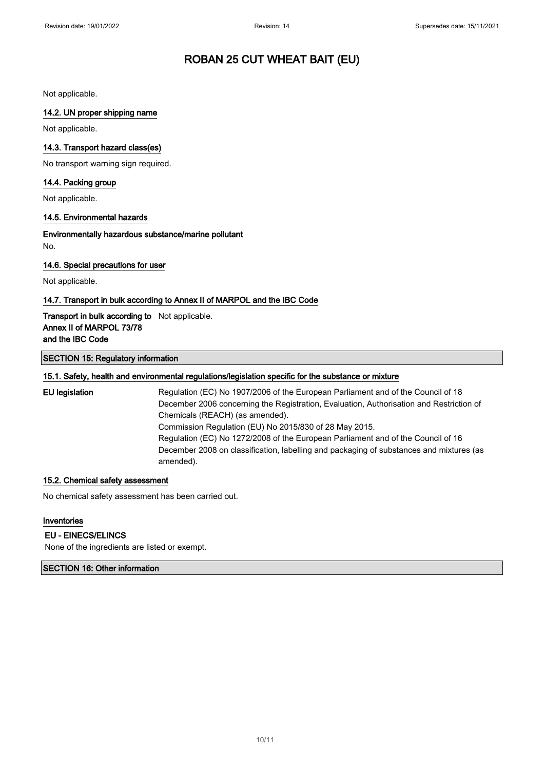Not applicable.

### 14.2. UN proper shipping name

Not applicable.

### 14.3. Transport hazard class(es)

No transport warning sign required.

### 14.4. Packing group

Not applicable.

### 14.5. Environmental hazards

**Environmentally hazardous substance/marine pollutant**

No.

### 14.6. Special precautions for user

Not applicable.

### 14.7. Transport in bulk according to Annex II of MARPOL and the IBC Code

**Transport in bulk according to Annex II of MARPOL 73/78 and the IBC Code** Not applicable.

## SECTION 15: Regulatory information

### 15.1. Safety, health and environmental regulations/legislation specific for the substance or mixture

**EU legislation** Regulation (EC) No 1907/2006 of the European Parliament and of the Council of 18 December 2006 concerning the Registration, Evaluation, Authorisation and Restriction of Chemicals (REACH) (as amended).
Commission Regulation (EU) No 2015/830 of 28 May 2015.
Regulation (EC) No 1272/2008 of the European Parliament and of the Council of 16 December 2008 on classification, labelling and packaging of substances and mixtures (as amended).

### 15.2. Chemical safety assessment

No chemical safety assessment has been carried out.

### Inventories

**EU - EINECS/ELINCS**

None of the ingredients are listed or exempt.

## SECTION 16: Other information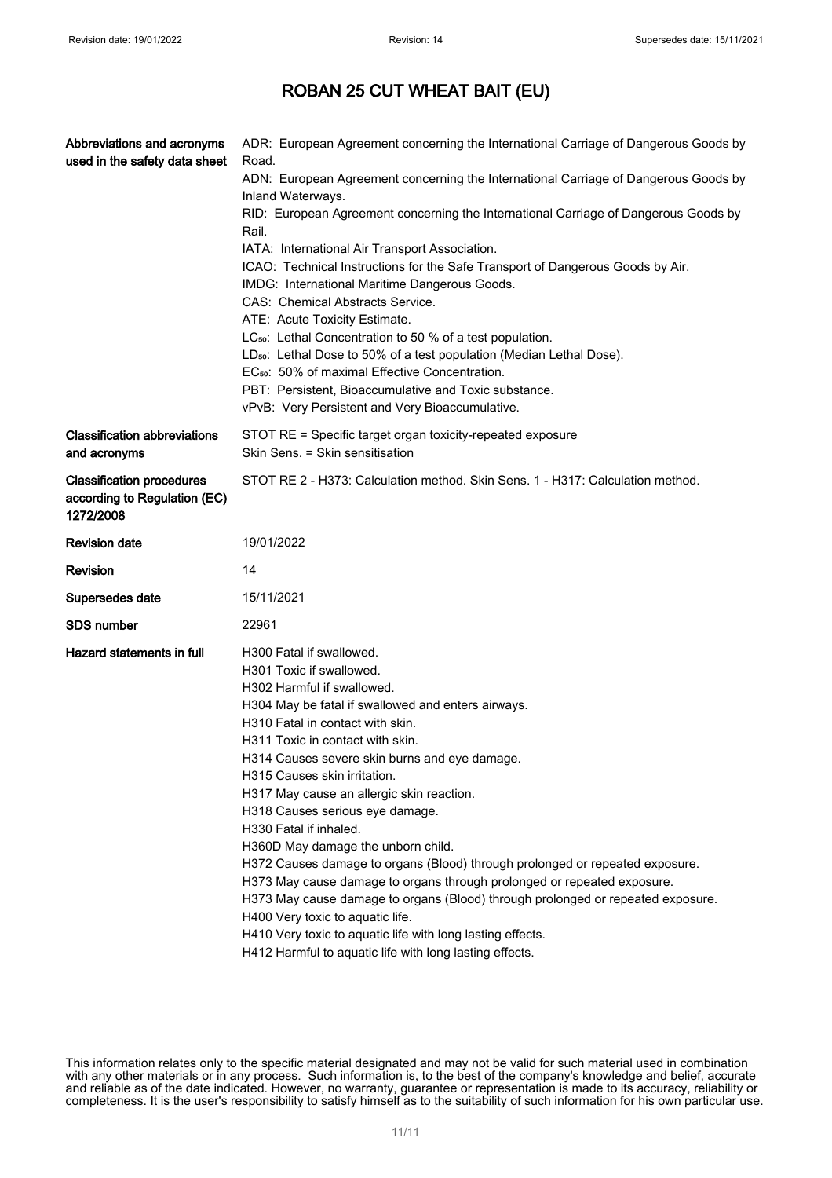# ROBAN 25 CUT WHEAT BAIT (EU)

| | |
|---|---|
| **Abbreviations and acronyms used in the safety data sheet** | ADR: European Agreement concerning the International Carriage of Dangerous Goods by Road.<br>ADN: European Agreement concerning the International Carriage of Dangerous Goods by Inland Waterways.<br>RID: European Agreement concerning the International Carriage of Dangerous Goods by Rail.<br>IATA: International Air Transport Association.<br>ICAO: Technical Instructions for the Safe Transport of Dangerous Goods by Air.<br>IMDG: International Maritime Dangerous Goods.<br>CAS: Chemical Abstracts Service.<br>ATE: Acute Toxicity Estimate.<br>$LC_{50}$: Lethal Concentration to 50 % of a test population.<br>$LD_{50}$: Lethal Dose to 50% of a test population (Median Lethal Dose).<br>$EC_{50}$: 50% of maximal Effective Concentration.<br>PBT: Persistent, Bioaccumulative and Toxic substance.<br>vPvB: Very Persistent and Very Bioaccumulative. |
| **Classification abbreviations and acronyms** | STOT RE = Specific target organ toxicity-repeated exposure<br>Skin Sens. = Skin sensitisation |
| **Classification procedures according to Regulation (EC) 1272/2008** | STOT RE 2 - H373: Calculation method. Skin Sens. 1 - H317: Calculation method. |
| **Revision date** | 19/01/2022 |
| **Revision** | 14 |
| **Supersedes date** | 15/11/2021 |
| **SDS number** | 22961 |
| **Hazard statements in full** | H300 Fatal if swallowed.<br>H301 Toxic if swallowed.<br>H302 Harmful if swallowed.<br>H304 May be fatal if swallowed and enters airways.<br>H310 Fatal in contact with skin.<br>H311 Toxic in contact with skin.<br>H314 Causes severe skin burns and eye damage.<br>H315 Causes skin irritation.<br>H317 May cause an allergic skin reaction.<br>H318 Causes serious eye damage.<br>H330 Fatal if inhaled.<br>H360D May damage the unborn child.<br>H372 Causes damage to organs (Blood) through prolonged or repeated exposure.<br>H373 May cause damage to organs through prolonged or repeated exposure.<br>H373 May cause damage to organs (Blood) through prolonged or repeated exposure.<br>H400 Very toxic to aquatic life.<br>H410 Very toxic to aquatic life with long lasting effects.<br>H412 Harmful to aquatic life with long lasting effects. |

This information relates only to the specific material designated and may not be valid for such material used in combination with any other materials or in any process. Such information is, to the best of the company's knowledge and belief, accurate and reliable as of the date indicated. However, no warranty, guarantee or representation is made to its accuracy, reliability or completeness. It is the user's responsibility to satisfy himself as to the suitability of such information for his own particular use.